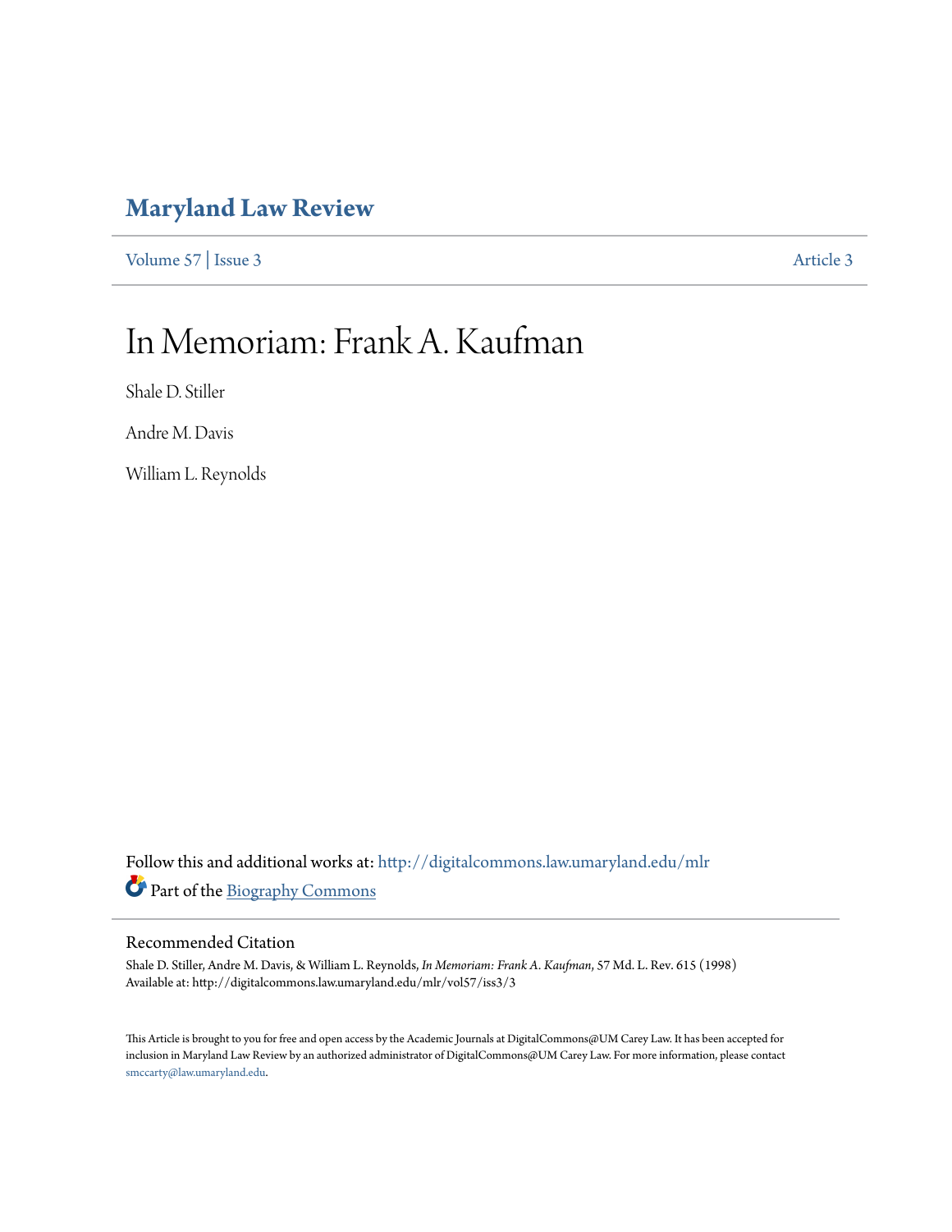# Maryland Law Review

Volume 57 | Issue 3 Article 3

# In Memoriam: Frank A. Kaufman

Shale D. Stiller

Andre M. Davis

William L. Reynolds

Follow this and additional works at: http://digitalcommons.law.umaryland.edu/mlr

Part of the Biography Commons

## Recommended Citation

Shale D. Stiller, Andre M. Davis, & William L. Reynolds, *In Memoriam: Frank A. Kaufman*, 57 Md. L. Rev. 615 (1998)
Available at: http://digitalcommons.law.umaryland.edu/mlr/vol57/iss3/3

This Article is brought to you for free and open access by the Academic Journals at DigitalCommons@UM Carey Law. It has been accepted for inclusion in Maryland Law Review by an authorized administrator of DigitalCommons@UM Carey Law. For more information, please contact smccarty@law.umaryland.edu.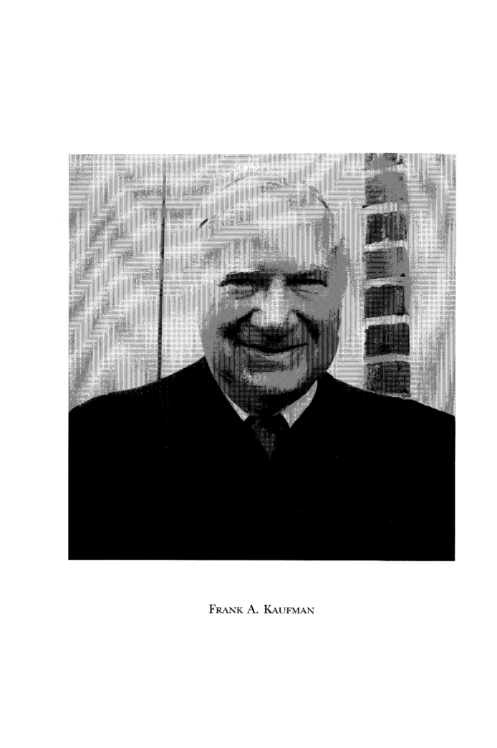Frank A. Kaufman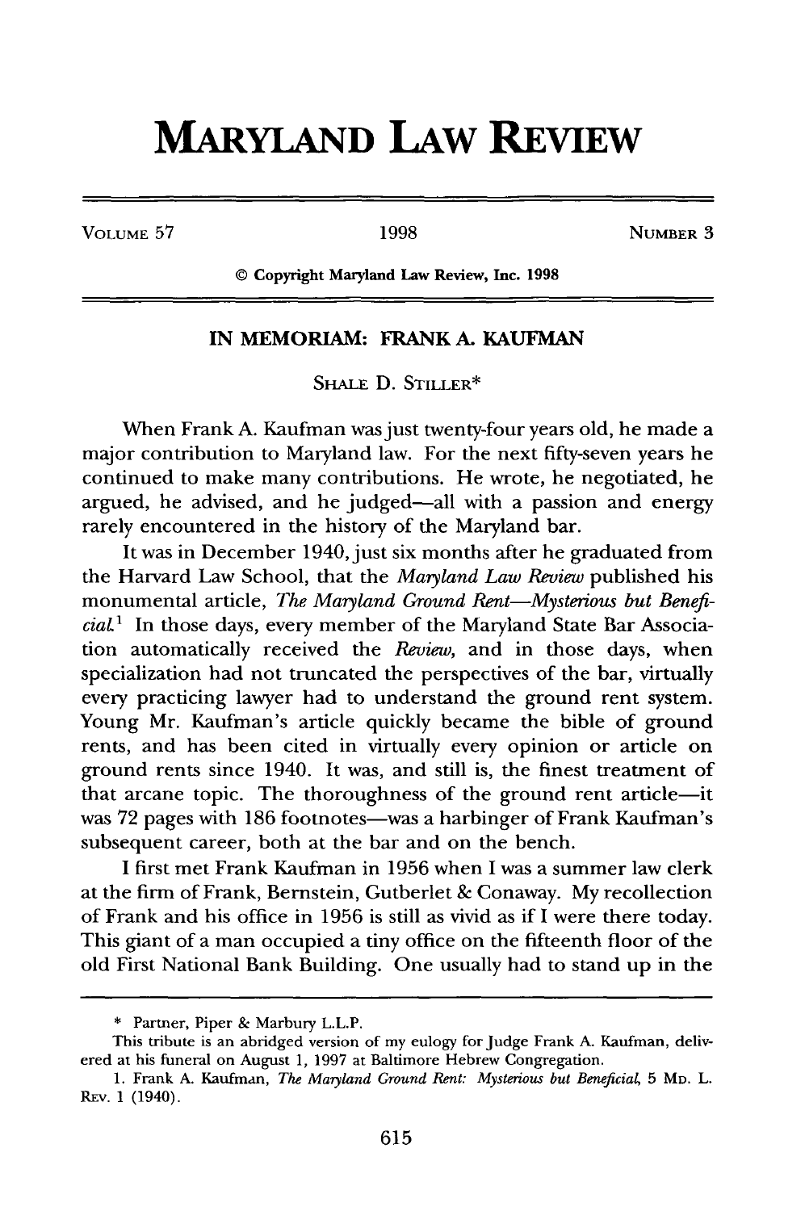# MARYLAND LAW REVIEW

VOLUME 57 | 1998 | NUMBER 3

© Copyright Maryland Law Review, Inc. 1998

## IN MEMORIAM: FRANK A. KAUFMAN

SHALE D. STILLER*

When Frank A. Kaufman was just twenty-four years old, he made a major contribution to Maryland law. For the next fifty-seven years he continued to make many contributions. He wrote, he negotiated, he argued, he advised, and he judged—all with a passion and energy rarely encountered in the history of the Maryland bar.

It was in December 1940, just six months after he graduated from the Harvard Law School, that the *Maryland Law Review* published his monumental article, *The Maryland Ground Rent—Mysterious but Beneficial*.[1] In those days, every member of the Maryland State Bar Association automatically received the *Review*, and in those days, when specialization had not truncated the perspectives of the bar, virtually every practicing lawyer had to understand the ground rent system. Young Mr. Kaufman's article quickly became the bible of ground rents, and has been cited in virtually every opinion or article on ground rents since 1940. It was, and still is, the finest treatment of that arcane topic. The thoroughness of the ground rent article—it was 72 pages with 186 footnotes—was a harbinger of Frank Kaufman's subsequent career, both at the bar and on the bench.

I first met Frank Kaufman in 1956 when I was a summer law clerk at the firm of Frank, Bernstein, Gutberlet & Conaway. My recollection of Frank and his office in 1956 is still as vivid as if I were there today. This giant of a man occupied a tiny office on the fifteenth floor of the old First National Bank Building. One usually had to stand up in the

---

\* Partner, Piper & Marbury L.L.P.

This tribute is an abridged version of my eulogy for Judge Frank A. Kaufman, delivered at his funeral on August 1, 1997 at Baltimore Hebrew Congregation.

1. Frank A. Kaufman, *The Maryland Ground Rent: Mysterious but Beneficial*, 5 MD. L. REV. 1 (1940).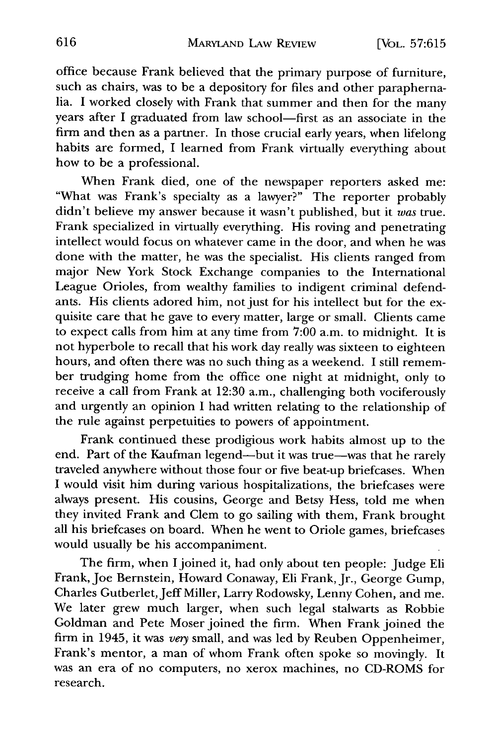office because Frank believed that the primary purpose of furniture, such as chairs, was to be a depository for files and other paraphernalia. I worked closely with Frank that summer and then for the many years after I graduated from law school—first as an associate in the firm and then as a partner. In those crucial early years, when lifelong habits are formed, I learned from Frank virtually everything about how to be a professional.

When Frank died, one of the newspaper reporters asked me: "What was Frank's specialty as a lawyer?" The reporter probably didn't believe my answer because it wasn't published, but it *was* true. Frank specialized in virtually everything. His roving and penetrating intellect would focus on whatever came in the door, and when he was done with the matter, he was the specialist. His clients ranged from major New York Stock Exchange companies to the International League Orioles, from wealthy families to indigent criminal defendants. His clients adored him, not just for his intellect but for the exquisite care that he gave to every matter, large or small. Clients came to expect calls from him at any time from 7:00 a.m. to midnight. It is not hyperbole to recall that his work day really was sixteen to eighteen hours, and often there was no such thing as a weekend. I still remember trudging home from the office one night at midnight, only to receive a call from Frank at 12:30 a.m., challenging both vociferously and urgently an opinion I had written relating to the relationship of the rule against perpetuities to powers of appointment.

Frank continued these prodigious work habits almost up to the end. Part of the Kaufman legend—but it was true—was that he rarely traveled anywhere without those four or five beat-up briefcases. When I would visit him during various hospitalizations, the briefcases were always present. His cousins, George and Betsy Hess, told me when they invited Frank and Clem to go sailing with them, Frank brought all his briefcases on board. When he went to Oriole games, briefcases would usually be his accompaniment.

The firm, when I joined it, had only about ten people: Judge Eli Frank, Joe Bernstein, Howard Conaway, Eli Frank, Jr., George Gump, Charles Gutberlet, Jeff Miller, Larry Rodowsky, Lenny Cohen, and me. We later grew much larger, when such legal stalwarts as Robbie Goldman and Pete Moser joined the firm. When Frank joined the firm in 1945, it was *very* small, and was led by Reuben Oppenheimer, Frank's mentor, a man of whom Frank often spoke so movingly. It was an era of no computers, no xerox machines, no CD-ROMS for research.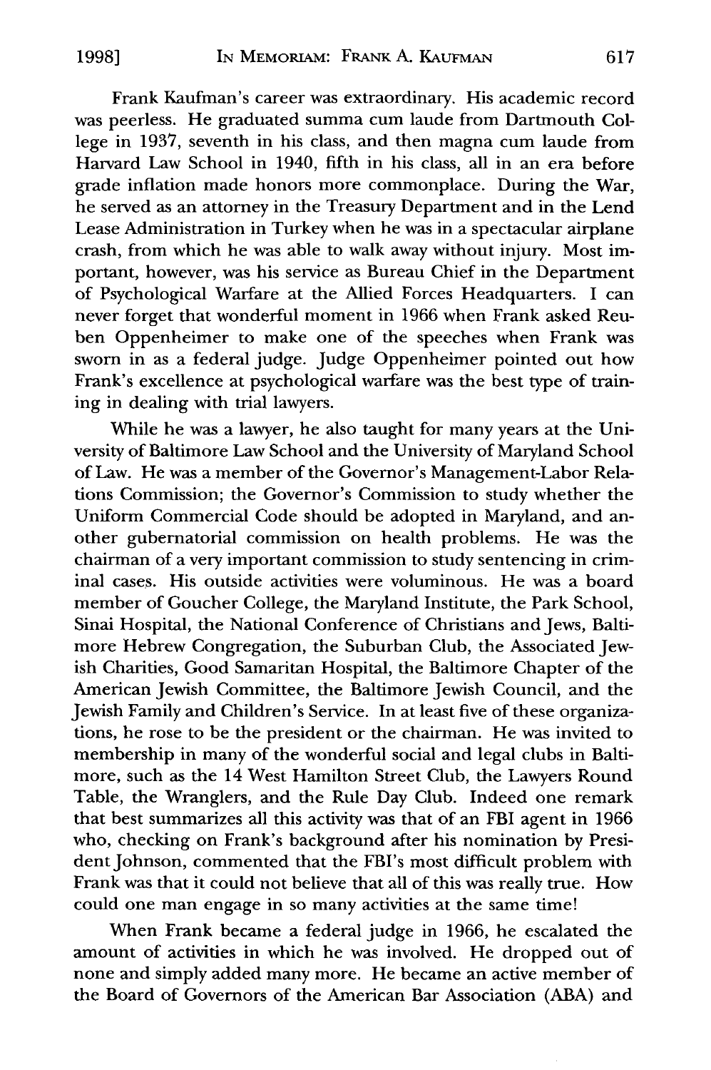Frank Kaufman's career was extraordinary. His academic record was peerless. He graduated summa cum laude from Dartmouth College in 1937, seventh in his class, and then magna cum laude from Harvard Law School in 1940, fifth in his class, all in an era before grade inflation made honors more commonplace. During the War, he served as an attorney in the Treasury Department and in the Lend Lease Administration in Turkey when he was in a spectacular airplane crash, from which he was able to walk away without injury. Most important, however, was his service as Bureau Chief in the Department of Psychological Warfare at the Allied Forces Headquarters. I can never forget that wonderful moment in 1966 when Frank asked Reuben Oppenheimer to make one of the speeches when Frank was sworn in as a federal judge. Judge Oppenheimer pointed out how Frank's excellence at psychological warfare was the best type of training in dealing with trial lawyers.

While he was a lawyer, he also taught for many years at the University of Baltimore Law School and the University of Maryland School of Law. He was a member of the Governor's Management-Labor Relations Commission; the Governor's Commission to study whether the Uniform Commercial Code should be adopted in Maryland, and another gubernatorial commission on health problems. He was the chairman of a very important commission to study sentencing in criminal cases. His outside activities were voluminous. He was a board member of Goucher College, the Maryland Institute, the Park School, Sinai Hospital, the National Conference of Christians and Jews, Baltimore Hebrew Congregation, the Suburban Club, the Associated Jewish Charities, Good Samaritan Hospital, the Baltimore Chapter of the American Jewish Committee, the Baltimore Jewish Council, and the Jewish Family and Children's Service. In at least five of these organizations, he rose to be the president or the chairman. He was invited to membership in many of the wonderful social and legal clubs in Baltimore, such as the 14 West Hamilton Street Club, the Lawyers Round Table, the Wranglers, and the Rule Day Club. Indeed one remark that best summarizes all this activity was that of an FBI agent in 1966 who, checking on Frank's background after his nomination by President Johnson, commented that the FBI's most difficult problem with Frank was that it could not believe that all of this was really true. How could one man engage in so many activities at the same time!

When Frank became a federal judge in 1966, he escalated the amount of activities in which he was involved. He dropped out of none and simply added many more. He became an active member of the Board of Governors of the American Bar Association (ABA) and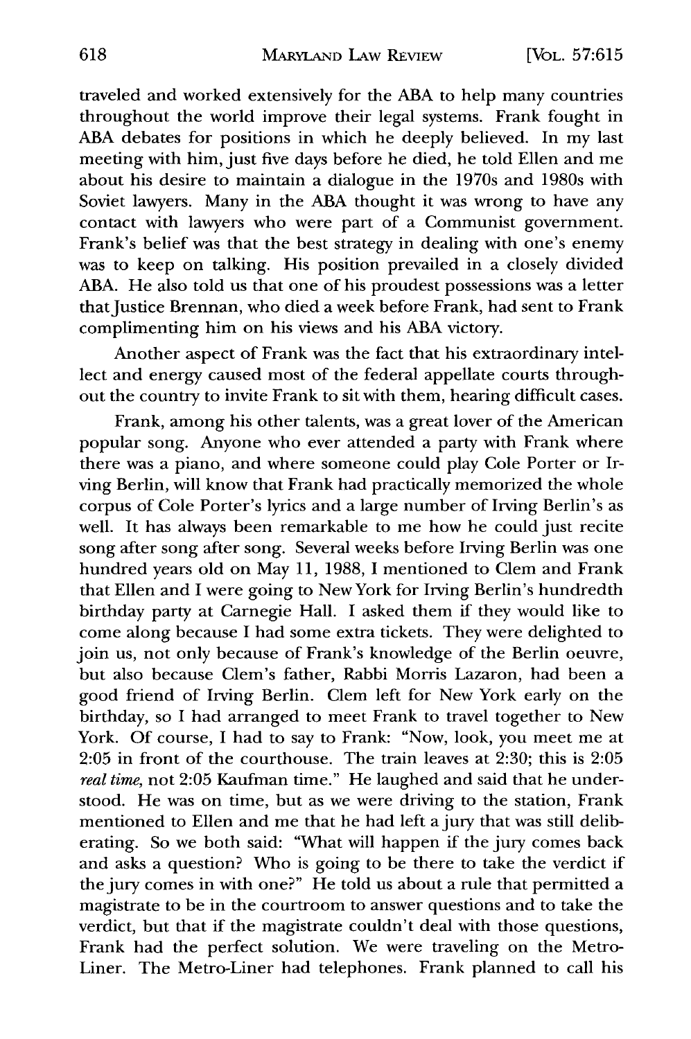traveled and worked extensively for the ABA to help many countries throughout the world improve their legal systems. Frank fought in ABA debates for positions in which he deeply believed. In my last meeting with him, just five days before he died, he told Ellen and me about his desire to maintain a dialogue in the 1970s and 1980s with Soviet lawyers. Many in the ABA thought it was wrong to have any contact with lawyers who were part of a Communist government. Frank's belief was that the best strategy in dealing with one's enemy was to keep on talking. His position prevailed in a closely divided ABA. He also told us that one of his proudest possessions was a letter that Justice Brennan, who died a week before Frank, had sent to Frank complimenting him on his views and his ABA victory.

Another aspect of Frank was the fact that his extraordinary intellect and energy caused most of the federal appellate courts throughout the country to invite Frank to sit with them, hearing difficult cases.

Frank, among his other talents, was a great lover of the American popular song. Anyone who ever attended a party with Frank where there was a piano, and where someone could play Cole Porter or Irving Berlin, will know that Frank had practically memorized the whole corpus of Cole Porter's lyrics and a large number of Irving Berlin's as well. It has always been remarkable to me how he could just recite song after song after song. Several weeks before Irving Berlin was one hundred years old on May 11, 1988, I mentioned to Clem and Frank that Ellen and I were going to New York for Irving Berlin's hundredth birthday party at Carnegie Hall. I asked them if they would like to come along because I had some extra tickets. They were delighted to join us, not only because of Frank's knowledge of the Berlin oeuvre, but also because Clem's father, Rabbi Morris Lazaron, had been a good friend of Irving Berlin. Clem left for New York early on the birthday, so I had arranged to meet Frank to travel together to New York. Of course, I had to say to Frank: "Now, look, you meet me at 2:05 in front of the courthouse. The train leaves at 2:30; this is 2:05 *real time*, not 2:05 Kaufman time." He laughed and said that he understood. He was on time, but as we were driving to the station, Frank mentioned to Ellen and me that he had left a jury that was still deliberating. So we both said: "What will happen if the jury comes back and asks a question? Who is going to be there to take the verdict if the jury comes in with one?" He told us about a rule that permitted a magistrate to be in the courtroom to answer questions and to take the verdict, but that if the magistrate couldn't deal with those questions, Frank had the perfect solution. We were traveling on the Metro-Liner. The Metro-Liner had telephones. Frank planned to call his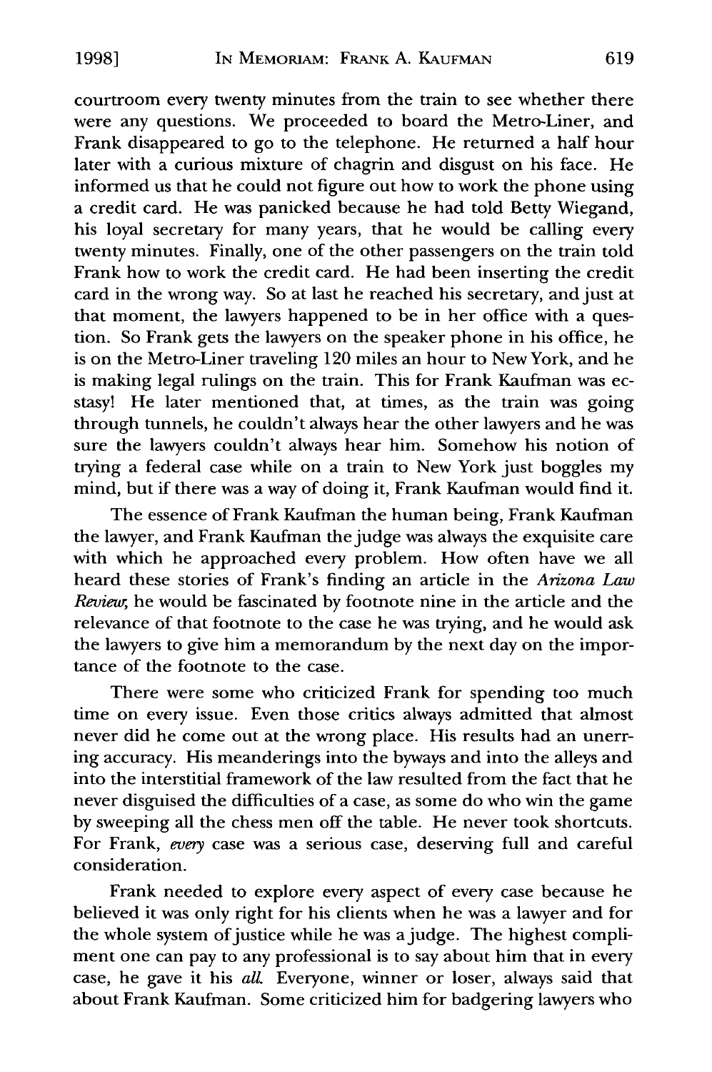courtroom every twenty minutes from the train to see whether there were any questions. We proceeded to board the Metro-Liner, and Frank disappeared to go to the telephone. He returned a half hour later with a curious mixture of chagrin and disgust on his face. He informed us that he could not figure out how to work the phone using a credit card. He was panicked because he had told Betty Wiegand, his loyal secretary for many years, that he would be calling every twenty minutes. Finally, one of the other passengers on the train told Frank how to work the credit card. He had been inserting the credit card in the wrong way. So at last he reached his secretary, and just at that moment, the lawyers happened to be in her office with a question. So Frank gets the lawyers on the speaker phone in his office, he is on the Metro-Liner traveling 120 miles an hour to New York, and he is making legal rulings on the train. This for Frank Kaufman was ecstasy! He later mentioned that, at times, as the train was going through tunnels, he couldn't always hear the other lawyers and he was sure the lawyers couldn't always hear him. Somehow his notion of trying a federal case while on a train to New York just boggles my mind, but if there was a way of doing it, Frank Kaufman would find it.

The essence of Frank Kaufman the human being, Frank Kaufman the lawyer, and Frank Kaufman the judge was always the exquisite care with which he approached every problem. How often have we all heard these stories of Frank's finding an article in the *Arizona Law Review*, he would be fascinated by footnote nine in the article and the relevance of that footnote to the case he was trying, and he would ask the lawyers to give him a memorandum by the next day on the importance of the footnote to the case.

There were some who criticized Frank for spending too much time on every issue. Even those critics always admitted that almost never did he come out at the wrong place. His results had an unerring accuracy. His meanderings into the byways and into the alleys and into the interstitial framework of the law resulted from the fact that he never disguised the difficulties of a case, as some do who win the game by sweeping all the chess men off the table. He never took shortcuts. For Frank, *every* case was a serious case, deserving full and careful consideration.

Frank needed to explore every aspect of every case because he believed it was only right for his clients when he was a lawyer and for the whole system of justice while he was a judge. The highest compliment one can pay to any professional is to say about him that in every case, he gave it his *all*. Everyone, winner or loser, always said that about Frank Kaufman. Some criticized him for badgering lawyers who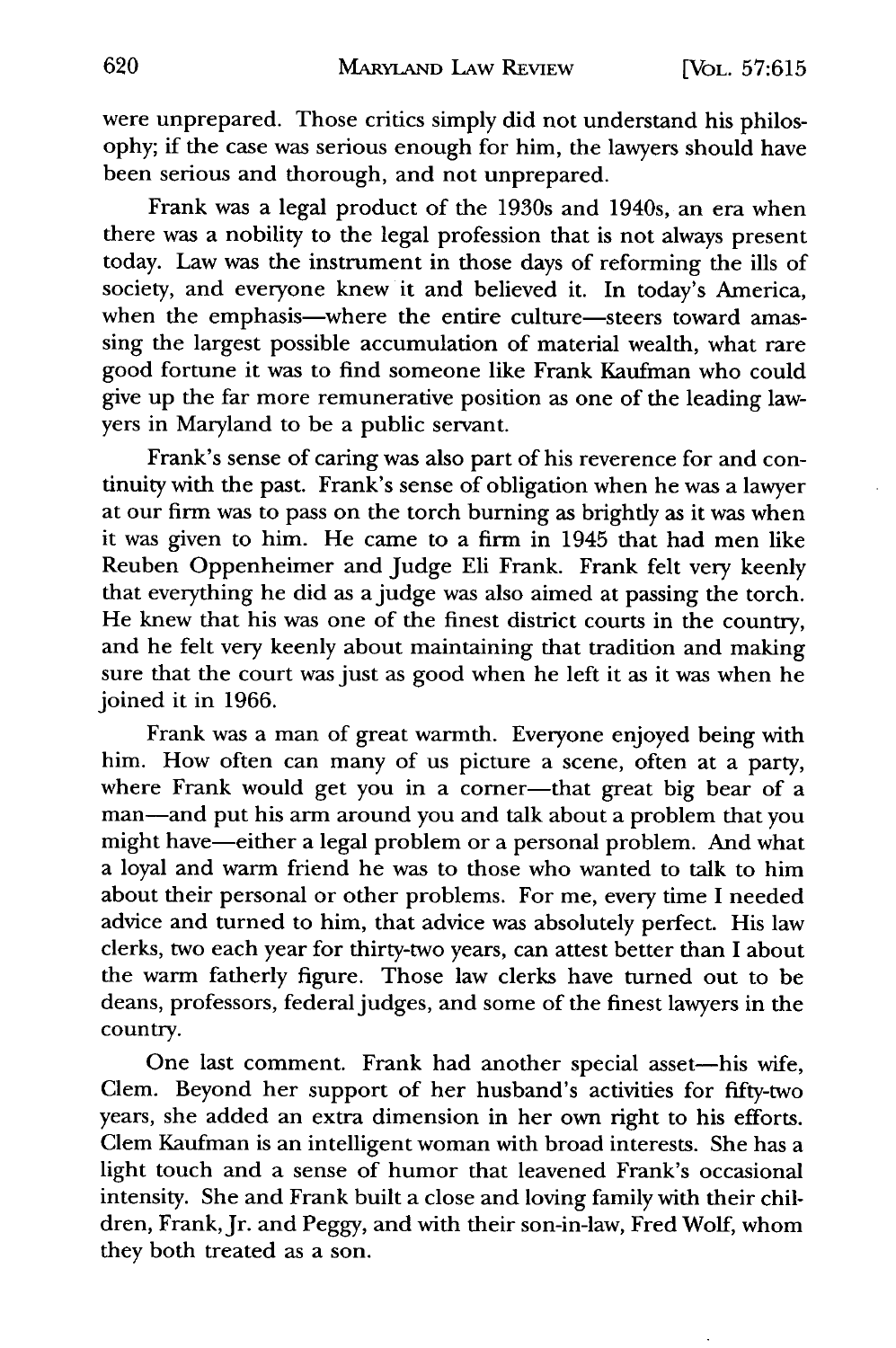were unprepared. Those critics simply did not understand his philosophy; if the case was serious enough for him, the lawyers should have been serious and thorough, and not unprepared.

Frank was a legal product of the 1930s and 1940s, an era when there was a nobility to the legal profession that is not always present today. Law was the instrument in those days of reforming the ills of society, and everyone knew it and believed it. In today's America, when the emphasis—where the entire culture—steers toward amassing the largest possible accumulation of material wealth, what rare good fortune it was to find someone like Frank Kaufman who could give up the far more remunerative position as one of the leading lawyers in Maryland to be a public servant.

Frank's sense of caring was also part of his reverence for and continuity with the past. Frank's sense of obligation when he was a lawyer at our firm was to pass on the torch burning as brightly as it was when it was given to him. He came to a firm in 1945 that had men like Reuben Oppenheimer and Judge Eli Frank. Frank felt very keenly that everything he did as a judge was also aimed at passing the torch. He knew that his was one of the finest district courts in the country, and he felt very keenly about maintaining that tradition and making sure that the court was just as good when he left it as it was when he joined it in 1966.

Frank was a man of great warmth. Everyone enjoyed being with him. How often can many of us picture a scene, often at a party, where Frank would get you in a corner—that great big bear of a man—and put his arm around you and talk about a problem that you might have—either a legal problem or a personal problem. And what a loyal and warm friend he was to those who wanted to talk to him about their personal or other problems. For me, every time I needed advice and turned to him, that advice was absolutely perfect. His law clerks, two each year for thirty-two years, can attest better than I about the warm fatherly figure. Those law clerks have turned out to be deans, professors, federal judges, and some of the finest lawyers in the country.

One last comment. Frank had another special asset—his wife, Clem. Beyond her support of her husband's activities for fifty-two years, she added an extra dimension in her own right to his efforts. Clem Kaufman is an intelligent woman with broad interests. She has a light touch and a sense of humor that leavened Frank's occasional intensity. She and Frank built a close and loving family with their children, Frank, Jr. and Peggy, and with their son-in-law, Fred Wolf, whom they both treated as a son.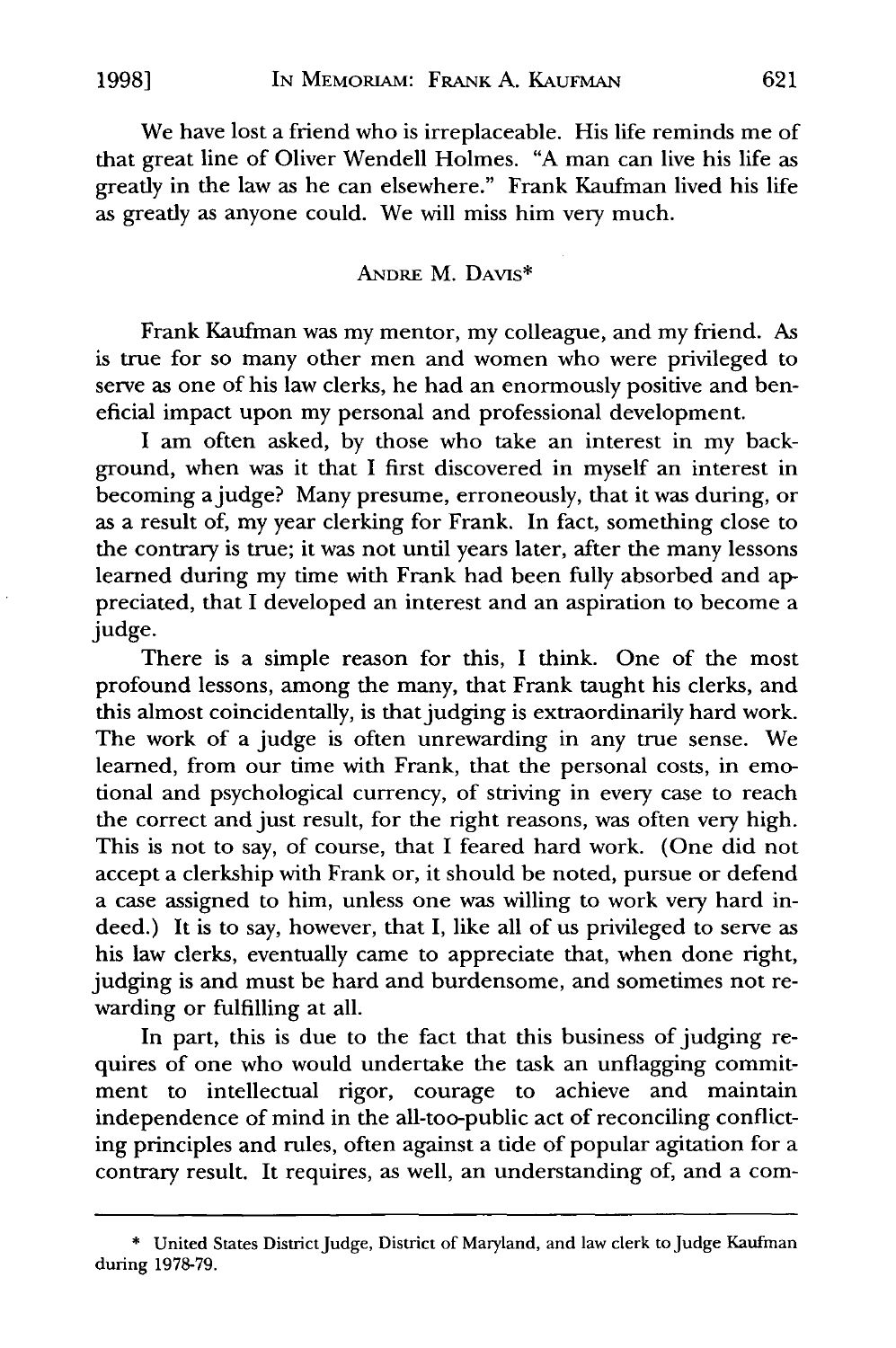We have lost a friend who is irreplaceable. His life reminds me of that great line of Oliver Wendell Holmes. "A man can live his life as greatly in the law as he can elsewhere." Frank Kaufman lived his life as greatly as anyone could. We will miss him very much.

### ANDRE M. DAVIS*

Frank Kaufman was my mentor, my colleague, and my friend. As is true for so many other men and women who were privileged to serve as one of his law clerks, he had an enormously positive and beneficial impact upon my personal and professional development.

I am often asked, by those who take an interest in my background, when was it that I first discovered in myself an interest in becoming a judge? Many presume, erroneously, that it was during, or as a result of, my year clerking for Frank. In fact, something close to the contrary is true; it was not until years later, after the many lessons learned during my time with Frank had been fully absorbed and appreciated, that I developed an interest and an aspiration to become a judge.

There is a simple reason for this, I think. One of the most profound lessons, among the many, that Frank taught his clerks, and this almost coincidentally, is that judging is extraordinarily hard work. The work of a judge is often unrewarding in any true sense. We learned, from our time with Frank, that the personal costs, in emotional and psychological currency, of striving in every case to reach the correct and just result, for the right reasons, was often very high. This is not to say, of course, that I feared hard work. (One did not accept a clerkship with Frank or, it should be noted, pursue or defend a case assigned to him, unless one was willing to work very hard indeed.) It is to say, however, that I, like all of us privileged to serve as his law clerks, eventually came to appreciate that, when done right, judging is and must be hard and burdensome, and sometimes not rewarding or fulfilling at all.

In part, this is due to the fact that this business of judging requires of one who would undertake the task an unflagging commitment to intellectual rigor, courage to achieve and maintain independence of mind in the all-too-public act of reconciling conflicting principles and rules, often against a tide of popular agitation for a contrary result. It requires, as well, an understanding of, and a com-

---

\* United States District Judge, District of Maryland, and law clerk to Judge Kaufman during 1978-79.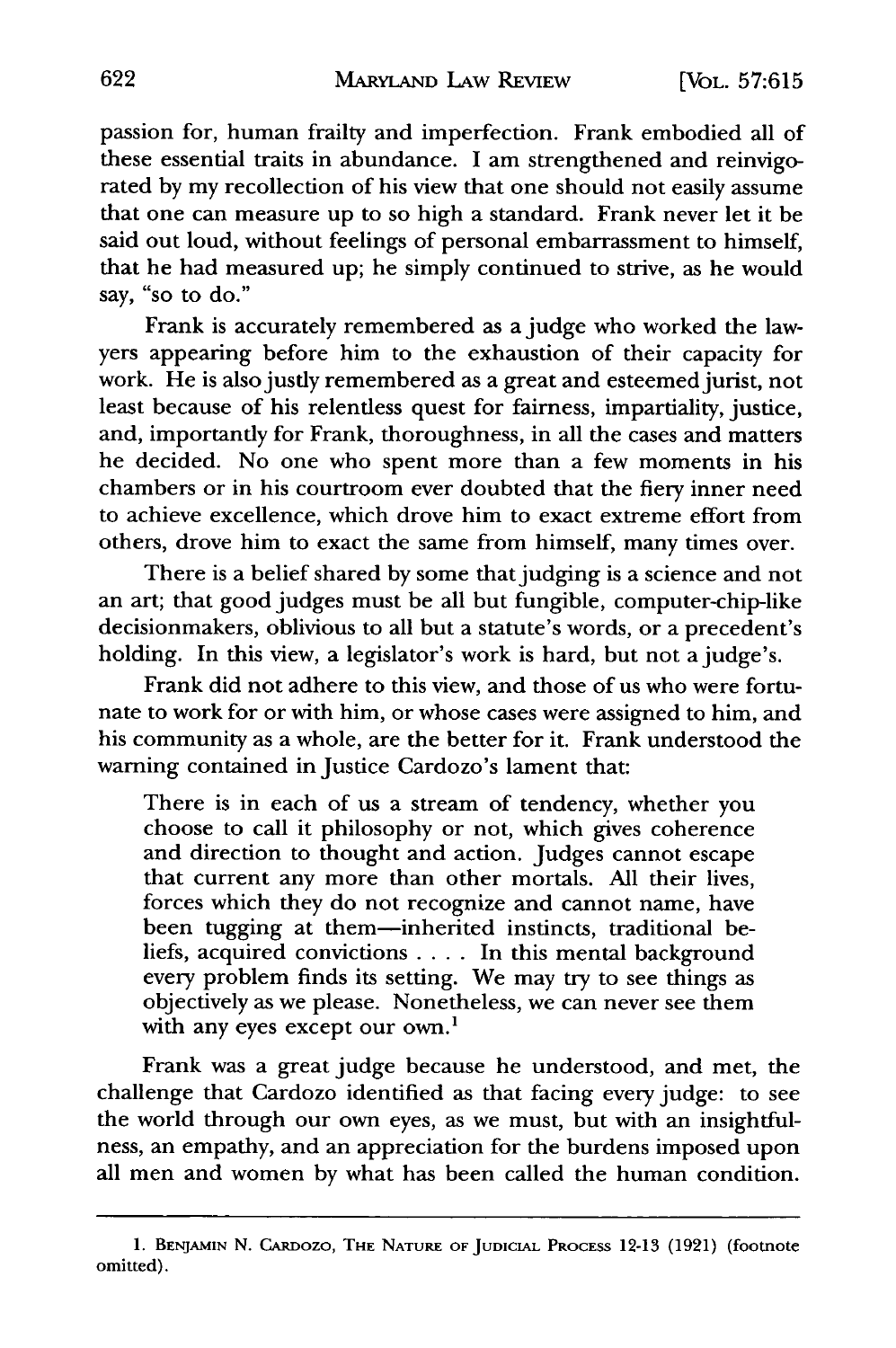passion for, human frailty and imperfection. Frank embodied all of these essential traits in abundance. I am strengthened and reinvigorated by my recollection of his view that one should not easily assume that one can measure up to so high a standard. Frank never let it be said out loud, without feelings of personal embarrassment to himself, that he had measured up; he simply continued to strive, as he would say, "so to do."

Frank is accurately remembered as a judge who worked the lawyers appearing before him to the exhaustion of their capacity for work. He is also justly remembered as a great and esteemed jurist, not least because of his relentless quest for fairness, impartiality, justice, and, importantly for Frank, thoroughness, in all the cases and matters he decided. No one who spent more than a few moments in his chambers or in his courtroom ever doubted that the fiery inner need to achieve excellence, which drove him to exact extreme effort from others, drove him to exact the same from himself, many times over.

There is a belief shared by some that judging is a science and not an art; that good judges must be all but fungible, computer-chip-like decisionmakers, oblivious to all but a statute's words, or a precedent's holding. In this view, a legislator's work is hard, but not a judge's.

Frank did not adhere to this view, and those of us who were fortunate to work for or with him, or whose cases were assigned to him, and his community as a whole, are the better for it. Frank understood the warning contained in Justice Cardozo's lament that:

> There is in each of us a stream of tendency, whether you choose to call it philosophy or not, which gives coherence and direction to thought and action. Judges cannot escape that current any more than other mortals. All their lives, forces which they do not recognize and cannot name, have been tugging at them—inherited instincts, traditional beliefs, acquired convictions . . . . In this mental background every problem finds its setting. We may try to see things as objectively as we please. Nonetheless, we can never see them with any eyes except our own.[1]

Frank was a great judge because he understood, and met, the challenge that Cardozo identified as that facing every judge: to see the world through our own eyes, as we must, but with an insightfulness, an empathy, and an appreciation for the burdens imposed upon all men and women by what has been called the human condition.

---

1. Benjamin N. Cardozo, The Nature of Judicial Process 12-13 (1921) (footnote omitted).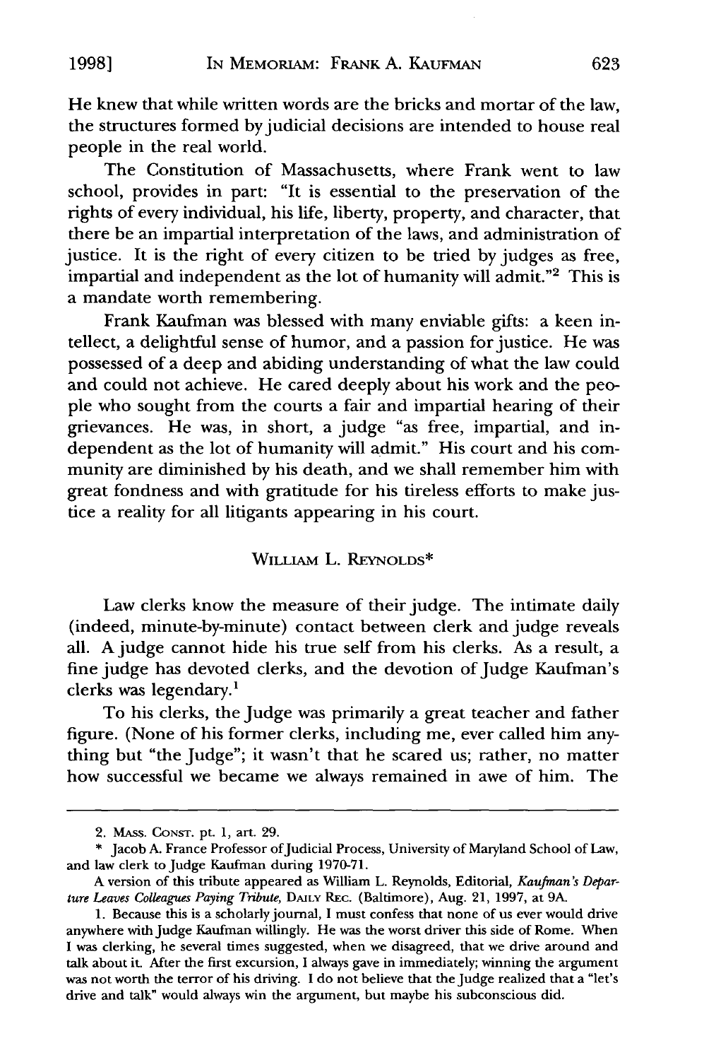He knew that while written words are the bricks and mortar of the law, the structures formed by judicial decisions are intended to house real people in the real world.

The Constitution of Massachusetts, where Frank went to law school, provides in part: "It is essential to the preservation of the rights of every individual, his life, liberty, property, and character, that there be an impartial interpretation of the laws, and administration of justice. It is the right of every citizen to be tried by judges as free, impartial and independent as the lot of humanity will admit."[2] This is a mandate worth remembering.

Frank Kaufman was blessed with many enviable gifts: a keen intellect, a delightful sense of humor, and a passion for justice. He was possessed of a deep and abiding understanding of what the law could and could not achieve. He cared deeply about his work and the people who sought from the courts a fair and impartial hearing of their grievances. He was, in short, a judge "as free, impartial, and independent as the lot of humanity will admit." His court and his community are diminished by his death, and we shall remember him with great fondness and with gratitude for his tireless efforts to make justice a reality for all litigants appearing in his court.

## WILLIAM L. REYNOLDS*

Law clerks know the measure of their judge. The intimate daily (indeed, minute-by-minute) contact between clerk and judge reveals all. A judge cannot hide his true self from his clerks. As a result, a fine judge has devoted clerks, and the devotion of Judge Kaufman's clerks was legendary.[1]

To his clerks, the Judge was primarily a great teacher and father figure. (None of his former clerks, including me, ever called him anything but "the Judge"; it wasn't that he scared us; rather, no matter how successful we became we always remained in awe of him. The

---

2. MASS. CONST. pt. 1, art. 29.

\* Jacob A. France Professor of Judicial Process, University of Maryland School of Law, and law clerk to Judge Kaufman during 1970-71.

A version of this tribute appeared as William L. Reynolds, Editorial, *Kaufman's Departure Leaves Colleagues Paying Tribute*, DAILY REC. (Baltimore), Aug. 21, 1997, at 9A.

1. Because this is a scholarly journal, I must confess that none of us ever would drive anywhere with Judge Kaufman willingly. He was the worst driver this side of Rome. When I was clerking, he several times suggested, when we disagreed, that we drive around and talk about it. After the first excursion, I always gave in immediately; winning the argument was not worth the terror of his driving. I do not believe that the Judge realized that a "let's drive and talk" would always win the argument, but maybe his subconscious did.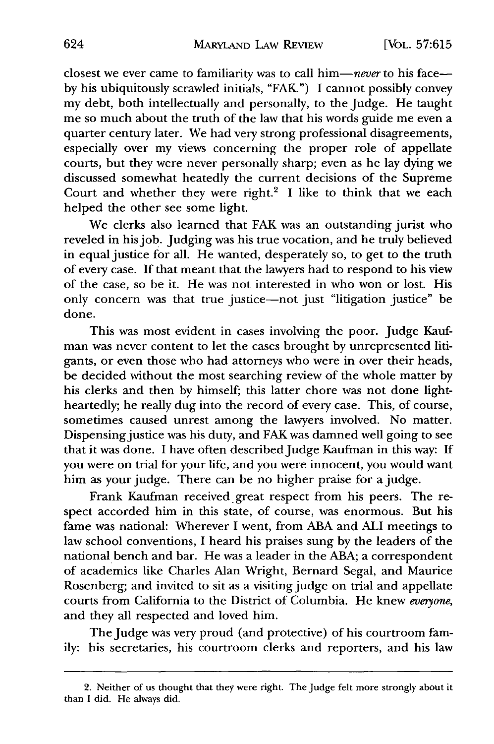closest we ever came to familiarity was to call him—*never* to his face—by his ubiquitously scrawled initials, "FAK.") I cannot possibly convey my debt, both intellectually and personally, to the Judge. He taught me so much about the truth of the law that his words guide me even a quarter century later. We had very strong professional disagreements, especially over my views concerning the proper role of appellate courts, but they were never personally sharp; even as he lay dying we discussed somewhat heatedly the current decisions of the Supreme Court and whether they were right.[2] I like to think that we each helped the other see some light.

We clerks also learned that FAK was an outstanding jurist who reveled in his job. Judging was his true vocation, and he truly believed in equal justice for all. He wanted, desperately so, to get to the truth of every case. If that meant that the lawyers had to respond to his view of the case, so be it. He was not interested in who won or lost. His only concern was that true justice—not just "litigation justice" be done.

This was most evident in cases involving the poor. Judge Kaufman was never content to let the cases brought by unrepresented litigants, or even those who had attorneys who were in over their heads, be decided without the most searching review of the whole matter by his clerks and then by himself; this latter chore was not done lightheartedly; he really dug into the record of every case. This, of course, sometimes caused unrest among the lawyers involved. No matter. Dispensing justice was his duty, and FAK was damned well going to see that it was done. I have often described Judge Kaufman in this way: If you were on trial for your life, and you were innocent, you would want him as your judge. There can be no higher praise for a judge.

Frank Kaufman received great respect from his peers. The respect accorded him in this state, of course, was enormous. But his fame was national: Wherever I went, from ABA and ALI meetings to law school conventions, I heard his praises sung by the leaders of the national bench and bar. He was a leader in the ABA; a correspondent of academics like Charles Alan Wright, Bernard Segal, and Maurice Rosenberg; and invited to sit as a visiting judge on trial and appellate courts from California to the District of Columbia. He knew *everyone*, and they all respected and loved him.

The Judge was very proud (and protective) of his courtroom family: his secretaries, his courtroom clerks and reporters, and his law

---

2. Neither of us thought that they were right. The Judge felt more strongly about it than I did. He always did.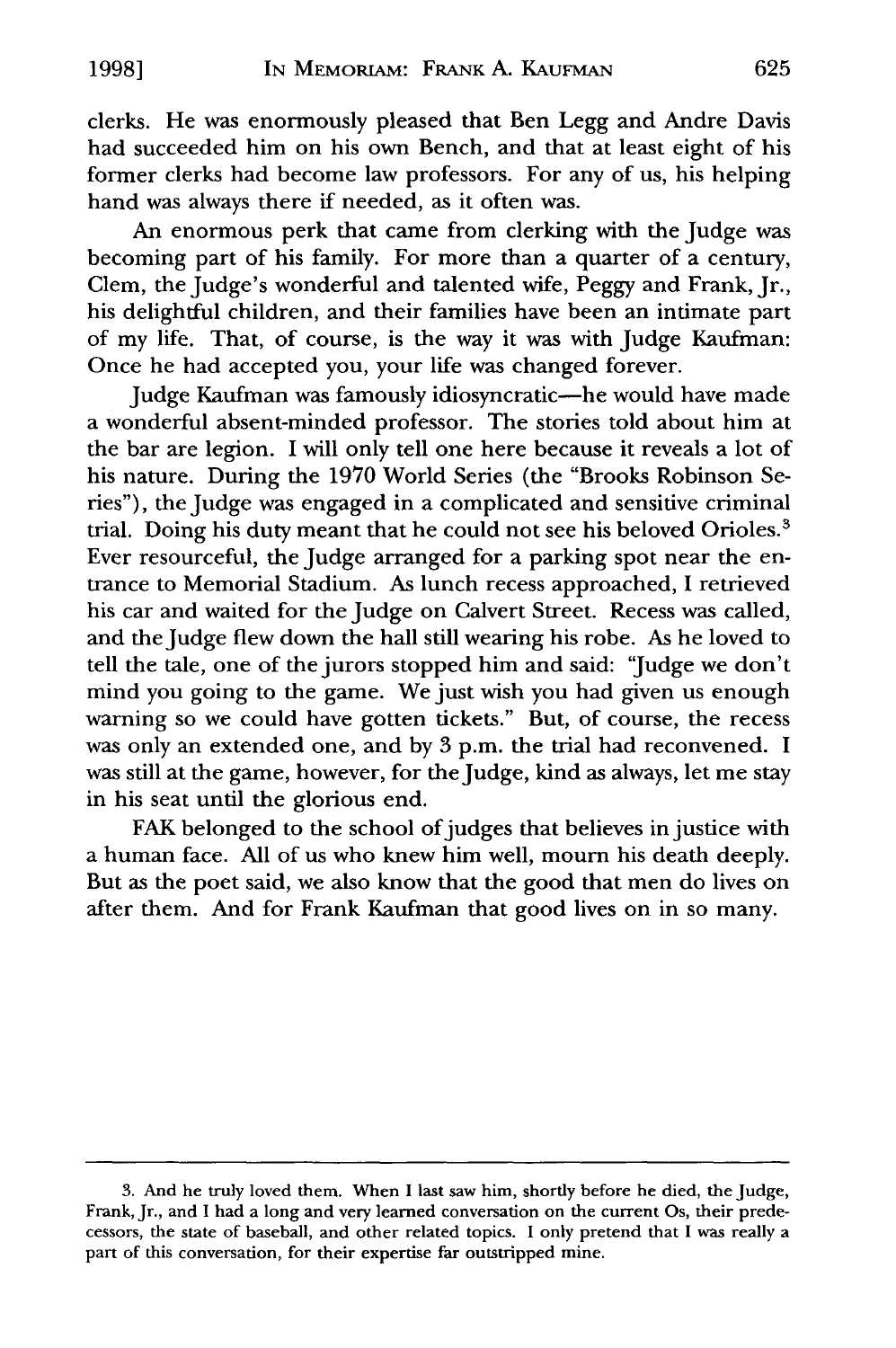clerks. He was enormously pleased that Ben Legg and Andre Davis had succeeded him on his own Bench, and that at least eight of his former clerks had become law professors. For any of us, his helping hand was always there if needed, as it often was.

An enormous perk that came from clerking with the Judge was becoming part of his family. For more than a quarter of a century, Clem, the Judge's wonderful and talented wife, Peggy and Frank, Jr., his delightful children, and their families have been an intimate part of my life. That, of course, is the way it was with Judge Kaufman: Once he had accepted you, your life was changed forever.

Judge Kaufman was famously idiosyncratic—he would have made a wonderful absent-minded professor. The stories told about him at the bar are legion. I will only tell one here because it reveals a lot of his nature. During the 1970 World Series (the "Brooks Robinson Series"), the Judge was engaged in a complicated and sensitive criminal trial. Doing his duty meant that he could not see his beloved Orioles.[3] Ever resourceful, the Judge arranged for a parking spot near the entrance to Memorial Stadium. As lunch recess approached, I retrieved his car and waited for the Judge on Calvert Street. Recess was called, and the Judge flew down the hall still wearing his robe. As he loved to tell the tale, one of the jurors stopped him and said: "Judge we don't mind you going to the game. We just wish you had given us enough warning so we could have gotten tickets." But, of course, the recess was only an extended one, and by 3 p.m. the trial had reconvened. I was still at the game, however, for the Judge, kind as always, let me stay in his seat until the glorious end.

FAK belonged to the school of judges that believes in justice with a human face. All of us who knew him well, mourn his death deeply. But as the poet said, we also know that the good that men do lives on after them. And for Frank Kaufman that good lives on in so many.

---

3. And he truly loved them. When I last saw him, shortly before he died, the Judge, Frank, Jr., and I had a long and very learned conversation on the current Os, their predecessors, the state of baseball, and other related topics. I only pretend that I was really a part of this conversation, for their expertise far outstripped mine.